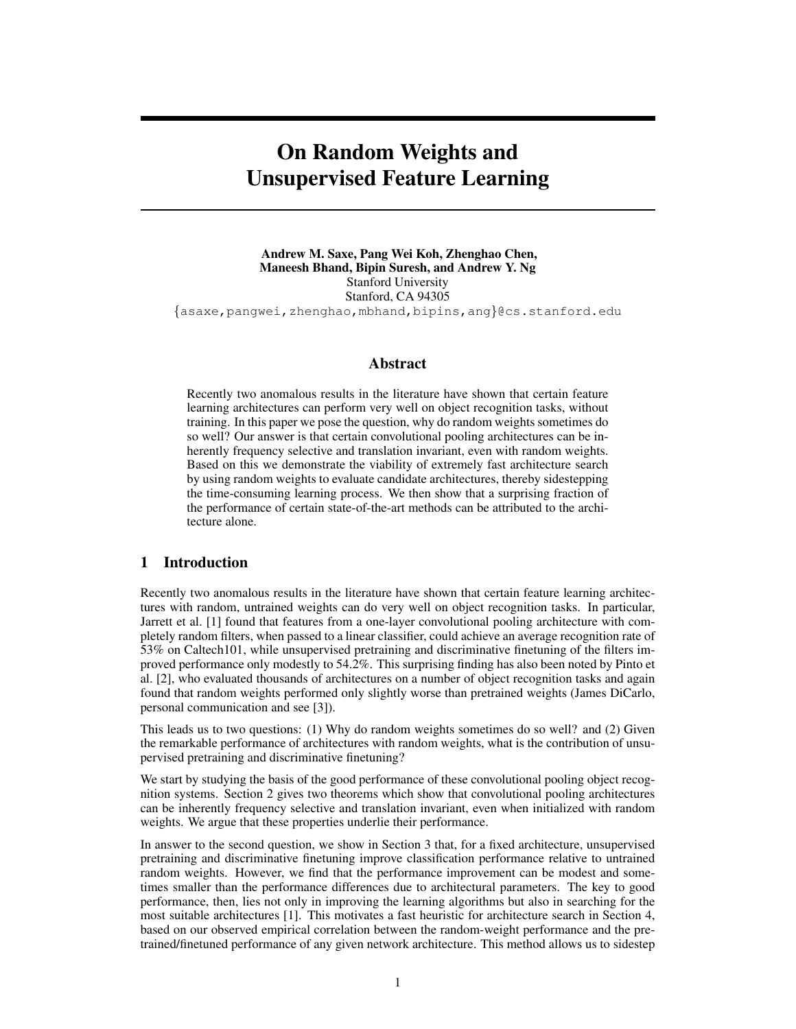// On Random Weights and Unsupervised Feature Learning

**Andrew M. Saxe, Pang Wei Koh, Zhenghao Chen, Maneesh Bhand, Bipin Suresh, and Andrew Y. Ng**
Stanford University
Stanford, CA 94305
{asaxe,pangwei,zhenghao,mbhand,bipins,ang}@cs.stanford.edu

## Abstract

Recently two anomalous results in the literature have shown that certain feature learning architectures can perform very well on object recognition tasks, without training. In this paper we pose the question, why do random weights sometimes do so well? Our answer is that certain convolutional pooling architectures can be inherently frequency selective and translation invariant, even with random weights. Based on this we demonstrate the viability of extremely fast architecture search by using random weights to evaluate candidate architectures, thereby sidestepping the time-consuming learning process. We then show that a surprising fraction of the performance of certain state-of-the-art methods can be attributed to the architecture alone.

## 1 Introduction

Recently two anomalous results in the literature have shown that certain feature learning architectures with random, untrained weights can do very well on object recognition tasks. In particular, Jarrett et al. [1] found that features from a one-layer convolutional pooling architecture with completely random filters, when passed to a linear classifier, could achieve an average recognition rate of 53% on Caltech101, while unsupervised pretraining and discriminative finetuning of the filters improved performance only modestly to 54.2%. This surprising finding has also been noted by Pinto et al. [2], who evaluated thousands of architectures on a number of object recognition tasks and again found that random weights performed only slightly worse than pretrained weights (James DiCarlo, personal communication and see [3]).

This leads us to two questions: (1) Why do random weights sometimes do so well? and (2) Given the remarkable performance of architectures with random weights, what is the contribution of unsupervised pretraining and discriminative finetuning?

We start by studying the basis of the good performance of these convolutional pooling object recognition systems. Section 2 gives two theorems which show that convolutional pooling architectures can be inherently frequency selective and translation invariant, even when initialized with random weights. We argue that these properties underlie their performance.

In answer to the second question, we show in Section 3 that, for a fixed architecture, unsupervised pretraining and discriminative finetuning improve classification performance relative to untrained random weights. However, we find that the performance improvement can be modest and sometimes smaller than the performance differences due to architectural parameters. The key to good performance, then, lies not only in improving the learning algorithms but also in searching for the most suitable architectures [1]. This motivates a fast heuristic for architecture search in Section 4, based on our observed empirical correlation between the random-weight performance and the pretrained/finetuned performance of any given network architecture. This method allows us to sidestep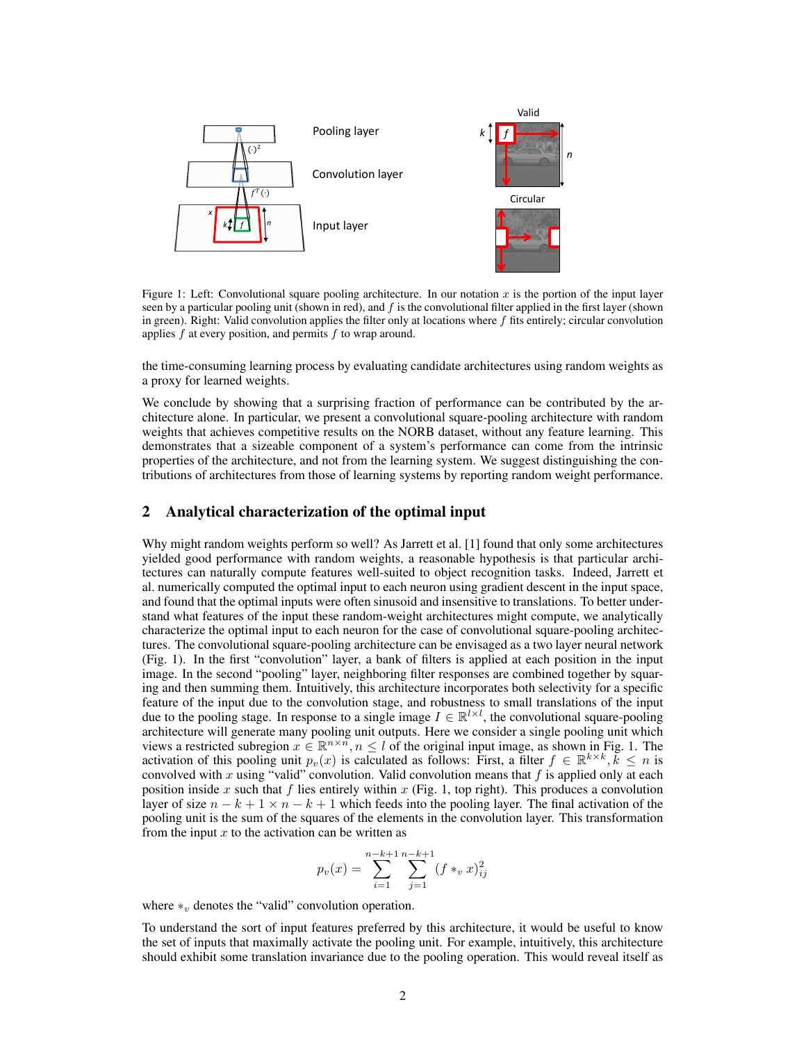Figure 1: Left: Convolutional square pooling architecture. In our notation $x$ is the portion of the input layer seen by a particular pooling unit (shown in red), and $f$ is the convolutional filter applied in the first layer (shown in green). Right: Valid convolution applies the filter only at locations where $f$ fits entirely; circular convolution applies $f$ at every position, and permits $f$ to wrap around.

the time-consuming learning process by evaluating candidate architectures using random weights as a proxy for learned weights.

We conclude by showing that a surprising fraction of performance can be contributed by the architecture alone. In particular, we present a convolutional square-pooling architecture with random weights that achieves competitive results on the NORB dataset, without any feature learning. This demonstrates that a sizeable component of a system's performance can come from the intrinsic properties of the architecture, and not from the learning system. We suggest distinguishing the contributions of architectures from those of learning systems by reporting random weight performance.

## 2 Analytical characterization of the optimal input

Why might random weights perform so well? As Jarrett et al. [1] found that only some architectures yielded good performance with random weights, a reasonable hypothesis is that particular architectures can naturally compute features well-suited to object recognition tasks. Indeed, Jarrett et al. numerically computed the optimal input to each neuron using gradient descent in the input space, and found that the optimal inputs were often sinusoid and insensitive to translations. To better understand what features of the input these random-weight architectures might compute, we analytically characterize the optimal input to each neuron for the case of convolutional square-pooling architectures. The convolutional square-pooling architecture can be envisaged as a two layer neural network (Fig. 1). In the first "convolution" layer, a bank of filters is applied at each position in the input image. In the second "pooling" layer, neighboring filter responses are combined together by squaring and then summing them. Intuitively, this architecture incorporates both selectivity for a specific feature of the input due to the convolution stage, and robustness to small translations of the input due to the pooling stage. In response to a single image $I \in \mathbb{R}^{l \times l}$, the convolutional square-pooling architecture will generate many pooling unit outputs. Here we consider a single pooling unit which views a restricted subregion $x \in \mathbb{R}^{n \times n}, n \leq l$ of the original input image, as shown in Fig. 1. The activation of this pooling unit $p_v(x)$ is calculated as follows: First, a filter $f \in \mathbb{R}^{k \times k}, k \leq n$ is convolved with $x$ using "valid" convolution. Valid convolution means that $f$ is applied only at each position inside $x$ such that $f$ lies entirely within $x$ (Fig. 1, top right). This produces a convolution layer of size $n - k + 1 \times n - k + 1$ which feeds into the pooling layer. The final activation of the pooling unit is the sum of the squares of the elements in the convolution layer. This transformation from the input $x$ to the activation can be written as

$$p_v(x) = \sum_{i=1}^{n-k+1} \sum_{j=1}^{n-k+1} (f *_v x)_{ij}^2$$

where $*_v$ denotes the "valid" convolution operation.

To understand the sort of input features preferred by this architecture, it would be useful to know the set of inputs that maximally activate the pooling unit. For example, intuitively, this architecture should exhibit some translation invariance due to the pooling operation. This would reveal itself as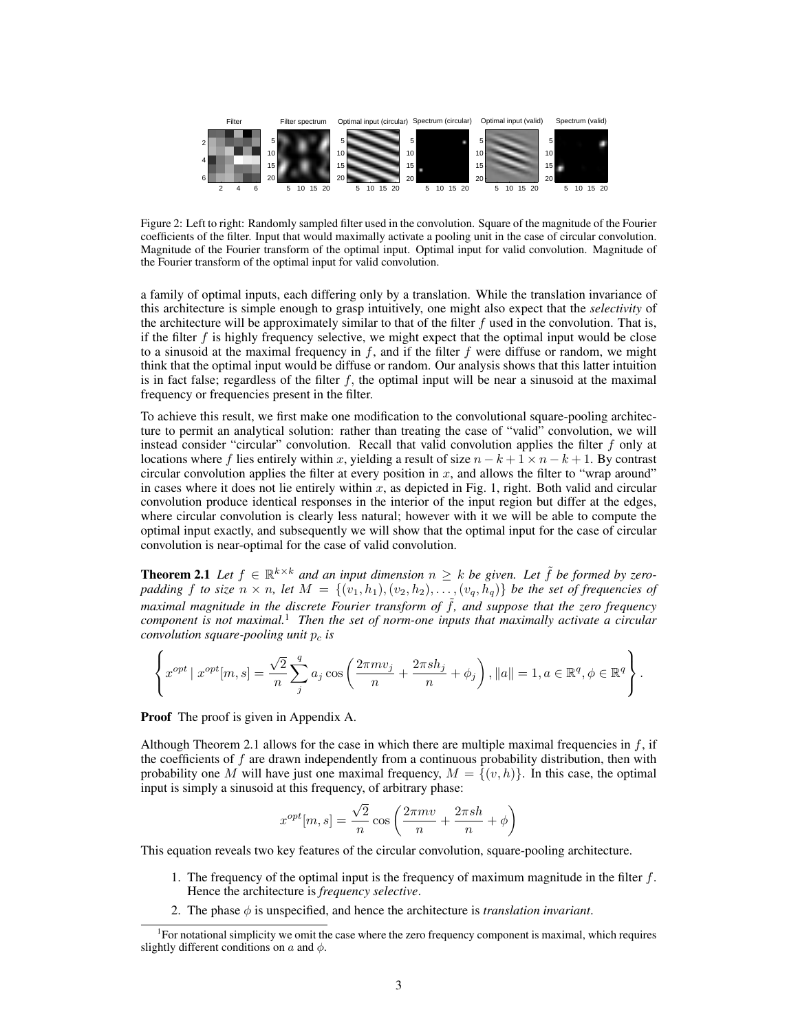Figure 2: Left to right: Randomly sampled filter used in the convolution. Square of the magnitude of the Fourier coefficients of the filter. Input that would maximally activate a pooling unit in the case of circular convolution. Magnitude of the Fourier transform of the optimal input. Optimal input for valid convolution. Magnitude of the Fourier transform of the optimal input for valid convolution.

a family of optimal inputs, each differing only by a translation. While the translation invariance of this architecture is simple enough to grasp intuitively, one might also expect that the *selectivity* of the architecture will be approximately similar to that of the filter $f$ used in the convolution. That is, if the filter $f$ is highly frequency selective, we might expect that the optimal input would be close to a sinusoid at the maximal frequency in $f$, and if the filter $f$ were diffuse or random, we might think that the optimal input would be diffuse or random. Our analysis shows that this latter intuition is in fact false; regardless of the filter $f$, the optimal input will be near a sinusoid at the maximal frequency or frequencies present in the filter.

To achieve this result, we first make one modification to the convolutional square-pooling architecture to permit an analytical solution: rather than treating the case of "valid" convolution, we will instead consider "circular" convolution. Recall that valid convolution applies the filter $f$ only at locations where $f$ lies entirely within $x$, yielding a result of size $n-k+1 \times n-k+1$. By contrast circular convolution applies the filter at every position in $x$, and allows the filter to "wrap around" in cases where it does not lie entirely within $x$, as depicted in Fig. 1, right. Both valid and circular convolution produce identical responses in the interior of the input region but differ at the edges, where circular convolution is clearly less natural; however with it we will be able to compute the optimal input exactly, and subsequently we will show that the optimal input for the case of circular convolution is near-optimal for the case of valid convolution.

**Theorem 2.1** *Let $f \in \mathbb{R}^{k\times k}$ and an input dimension $n \geq k$ be given. Let $\tilde{f}$ be formed by zero-padding $f$ to size $n \times n$, let $M = \{(v_1, h_1), (v_2, h_2), \ldots, (v_q, h_q)\}$ be the set of frequencies of maximal magnitude in the discrete Fourier transform of $\tilde{f}$, and suppose that the zero frequency component is not maximal.*[1] *Then the set of norm-one inputs that maximally activate a circular convolution square-pooling unit $p_c$ is*

$$\left\{ x^{opt} \mid x^{opt}[m,s] = \frac{\sqrt{2}}{n}\sum_{j}^{q} a_j \cos\left(\frac{2\pi m v_j}{n} + \frac{2\pi s h_j}{n} + \phi_j\right), \|a\| = 1, a \in \mathbb{R}^q, \phi \in \mathbb{R}^q \right\}.$$

**Proof** The proof is given in Appendix A.

Although Theorem 2.1 allows for the case in which there are multiple maximal frequencies in $f$, if the coefficients of $f$ are drawn independently from a continuous probability distribution, then with probability one $M$ will have just one maximal frequency, $M = \{(v, h)\}$. In this case, the optimal input is simply a sinusoid at this frequency, of arbitrary phase:

$$x^{opt}[m,s] = \frac{\sqrt{2}}{n}\cos\left(\frac{2\pi m v}{n} + \frac{2\pi s h}{n} + \phi\right)$$

This equation reveals two key features of the circular convolution, square-pooling architecture.

1. The frequency of the optimal input is the frequency of maximum magnitude in the filter $f$. Hence the architecture is *frequency selective*.
2. The phase $\phi$ is unspecified, and hence the architecture is *translation invariant*.

[1] For notational simplicity we omit the case where the zero frequency component is maximal, which requires slightly different conditions on $a$ and $\phi$.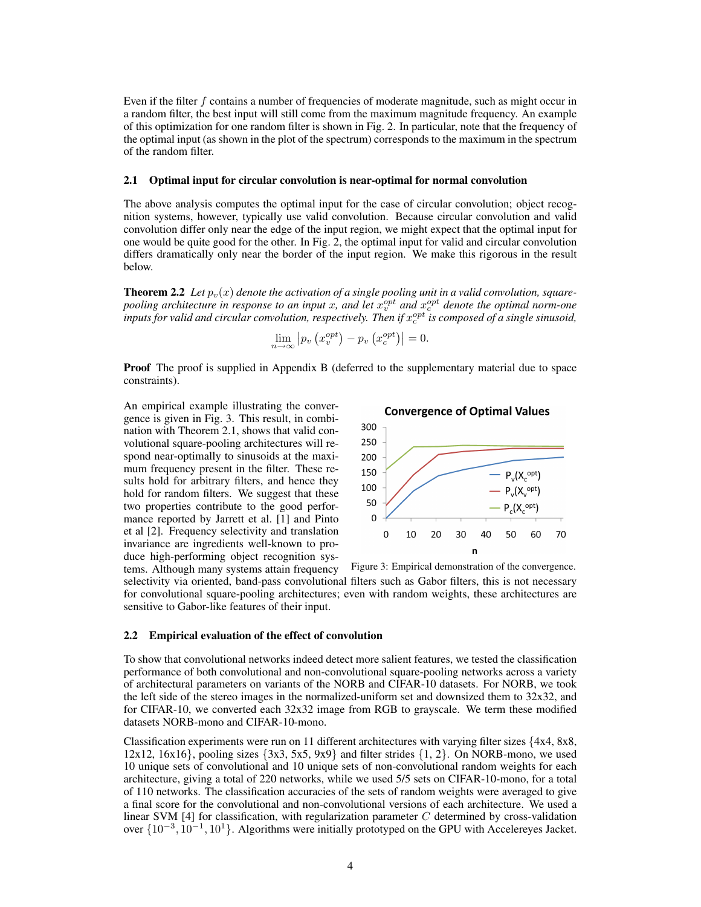Even if the filter $f$ contains a number of frequencies of moderate magnitude, such as might occur in a random filter, the best input will still come from the maximum magnitude frequency. An example of this optimization for one random filter is shown in Fig. 2. In particular, note that the frequency of the optimal input (as shown in the plot of the spectrum) corresponds to the maximum in the spectrum of the random filter.

### 2.1 Optimal input for circular convolution is near-optimal for normal convolution

The above analysis computes the optimal input for the case of circular convolution; object recognition systems, however, typically use valid convolution. Because circular convolution and valid convolution differ only near the edge of the input region, we might expect that the optimal input for one would be quite good for the other. In Fig. 2, the optimal input for valid and circular convolution differs dramatically only near the border of the input region. We make this rigorous in the result below.

**Theorem 2.2** *Let $p_v(x)$ denote the activation of a single pooling unit in a valid convolution, square-pooling architecture in response to an input $x$, and let $x_v^{opt}$ and $x_c^{opt}$ denote the optimal norm-one inputs for valid and circular convolution, respectively. Then if $x_c^{opt}$ is composed of a single sinusoid,*

$$\lim_{n \to \infty} \left| p_v\left(x_v^{opt}\right) - p_v\left(x_c^{opt}\right) \right| = 0.$$

**Proof** The proof is supplied in Appendix B (deferred to the supplementary material due to space constraints).

An empirical example illustrating the convergence is given in Fig. 3. This result, in combination with Theorem 2.1, shows that valid convolutional square-pooling architectures will respond near-optimally to sinusoids at the maximum frequency present in the filter. These results hold for arbitrary filters, and hence they hold for random filters. We suggest that these two properties contribute to the good performance reported by Jarrett et al. [1] and Pinto et al [2]. Frequency selectivity and translation invariance are ingredients well-known to produce high-performing object recognition systems. Although many systems attain frequency selectivity via oriented, band-pass convolutional filters such as Gabor filters, this is not necessary for convolutional square-pooling architectures; even with random weights, these architectures are sensitive to Gabor-like features of their input.

Figure 3: Empirical demonstration of the convergence.

### 2.2 Empirical evaluation of the effect of convolution

To show that convolutional networks indeed detect more salient features, we tested the classification performance of both convolutional and non-convolutional square-pooling networks across a variety of architectural parameters on variants of the NORB and CIFAR-10 datasets. For NORB, we took the left side of the stereo images in the normalized-uniform set and downsized them to 32x32, and for CIFAR-10, we converted each 32x32 image from RGB to grayscale. We term these modified datasets NORB-mono and CIFAR-10-mono.

Classification experiments were run on 11 different architectures with varying filter sizes {4x4, 8x8, 12x12, 16x16}, pooling sizes {3x3, 5x5, 9x9} and filter strides {1, 2}. On NORB-mono, we used 10 unique sets of convolutional and 10 unique sets of non-convolutional random weights for each architecture, giving a total of 220 networks, while we used 5/5 sets on CIFAR-10-mono, for a total of 110 networks. The classification accuracies of the sets of random weights were averaged to give a final score for the convolutional and non-convolutional versions of each architecture. We used a linear SVM [4] for classification, with regularization parameter $C$ determined by cross-validation over $\{10^{-3}, 10^{-1}, 10^{1}\}$. Algorithms were initially prototyped on the GPU with Accelereyes Jacket.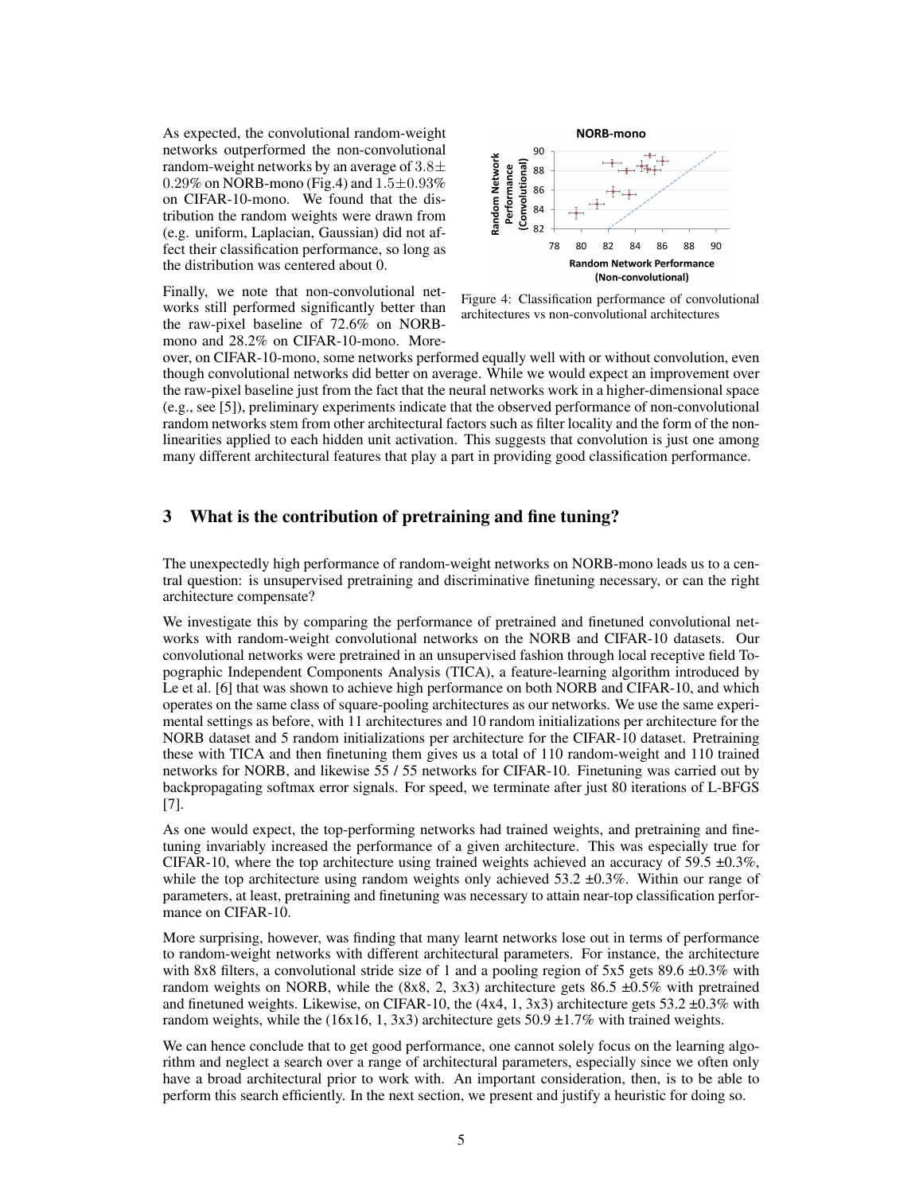As expected, the convolutional random-weight networks outperformed the non-convolutional random-weight networks by an average of $3.8\pm 0.29\%$ on NORB-mono (Fig.4) and $1.5\pm0.93\%$ on CIFAR-10-mono. We found that the distribution the random weights were drawn from (e.g. uniform, Laplacian, Gaussian) did not affect their classification performance, so long as the distribution was centered about 0.

Figure 4: Classification performance of convolutional architectures vs non-convolutional architectures

Finally, we note that non-convolutional networks still performed significantly better than the raw-pixel baseline of 72.6% on NORB-mono and 28.2% on CIFAR-10-mono. Moreover, on CIFAR-10-mono, some networks performed equally well with or without convolution, even though convolutional networks did better on average. While we would expect an improvement over the raw-pixel baseline just from the fact that the neural networks work in a higher-dimensional space (e.g., see [5]), preliminary experiments indicate that the observed performance of non-convolutional random networks stem from other architectural factors such as filter locality and the form of the non-linearities applied to each hidden unit activation. This suggests that convolution is just one among many different architectural features that play a part in providing good classification performance.

## 3 What is the contribution of pretraining and fine tuning?

The unexpectedly high performance of random-weight networks on NORB-mono leads us to a central question: is unsupervised pretraining and discriminative finetuning necessary, or can the right architecture compensate?

We investigate this by comparing the performance of pretrained and finetuned convolutional networks with random-weight convolutional networks on the NORB and CIFAR-10 datasets. Our convolutional networks were pretrained in an unsupervised fashion through local receptive field Topographic Independent Components Analysis (TICA), a feature-learning algorithm introduced by Le et al. [6] that was shown to achieve high performance on both NORB and CIFAR-10, and which operates on the same class of square-pooling architectures as our networks. We use the same experimental settings as before, with 11 architectures and 10 random initializations per architecture for the NORB dataset and 5 random initializations per architecture for the CIFAR-10 dataset. Pretraining these with TICA and then finetuning them gives us a total of 110 random-weight and 110 trained networks for NORB, and likewise 55 / 55 networks for CIFAR-10. Finetuning was carried out by backpropagating softmax error signals. For speed, we terminate after just 80 iterations of L-BFGS [7].

As one would expect, the top-performing networks had trained weights, and pretraining and finetuning invariably increased the performance of a given architecture. This was especially true for CIFAR-10, where the top architecture using trained weights achieved an accuracy of 59.5 ±0.3%, while the top architecture using random weights only achieved 53.2 ±0.3%. Within our range of parameters, at least, pretraining and finetuning was necessary to attain near-top classification performance on CIFAR-10.

More surprising, however, was finding that many learnt networks lose out in terms of performance to random-weight networks with different architectural parameters. For instance, the architecture with 8x8 filters, a convolutional stride size of 1 and a pooling region of 5x5 gets 89.6 ±0.3% with random weights on NORB, while the (8x8, 2, 3x3) architecture gets 86.5 ±0.5% with pretrained and finetuned weights. Likewise, on CIFAR-10, the (4x4, 1, 3x3) architecture gets 53.2 ±0.3% with random weights, while the (16x16, 1, 3x3) architecture gets 50.9 ±1.7% with trained weights.

We can hence conclude that to get good performance, one cannot solely focus on the learning algorithm and neglect a search over a range of architectural parameters, especially since we often only have a broad architectural prior to work with. An important consideration, then, is to be able to perform this search efficiently. In the next section, we present and justify a heuristic for doing so.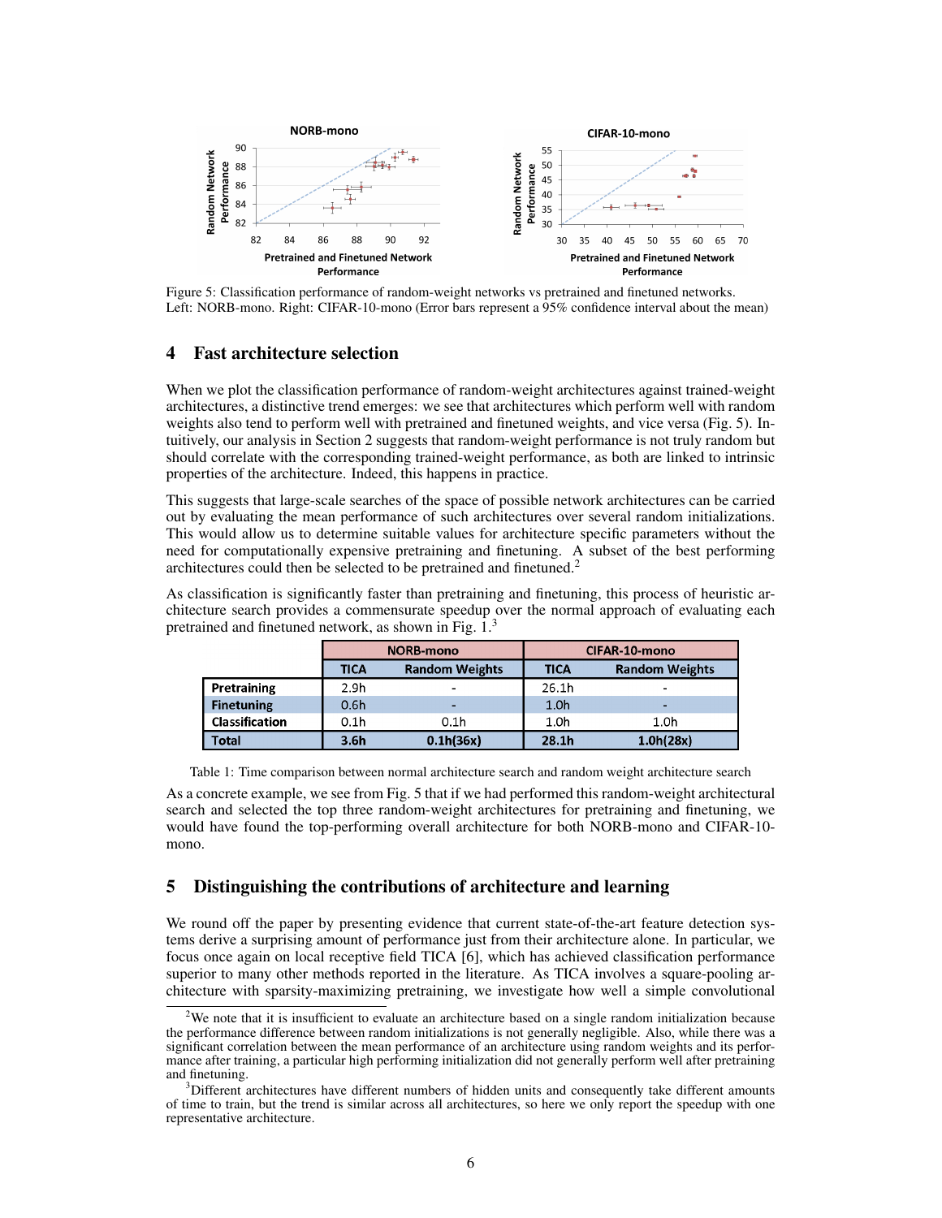Figure 5: Classification performance of random-weight networks vs pretrained and finetuned networks. Left: NORB-mono. Right: CIFAR-10-mono (Error bars represent a 95% confidence interval about the mean)

## 4 Fast architecture selection

When we plot the classification performance of random-weight architectures against trained-weight architectures, a distinctive trend emerges: we see that architectures which perform well with random weights also tend to perform well with pretrained and finetuned weights, and vice versa (Fig. 5). Intuitively, our analysis in Section 2 suggests that random-weight performance is not truly random but should correlate with the corresponding trained-weight performance, as both are linked to intrinsic properties of the architecture. Indeed, this happens in practice.

This suggests that large-scale searches of the space of possible network architectures can be carried out by evaluating the mean performance of such architectures over several random initializations. This would allow us to determine suitable values for architecture specific parameters without the need for computationally expensive pretraining and finetuning. A subset of the best performing architectures could then be selected to be pretrained and finetuned.[2]

As classification is significantly faster than pretraining and finetuning, this process of heuristic architecture search provides a commensurate speedup over the normal approach of evaluating each pretrained and finetuned network, as shown in Fig. 1.[3]

| | NORB-mono | | CIFAR-10-mono | |
|---|---|---|---|---|
| | TICA | Random Weights | TICA | Random Weights |
| **Pretraining** | 2.9h | - | 26.1h | - |
| **Finetuning** | 0.6h | - | 1.0h | - |
| **Classification** | 0.1h | 0.1h | 1.0h | 1.0h |
| **Total** | **3.6h** | **0.1h(36x)** | **28.1h** | **1.0h(28x)** |

Table 1: Time comparison between normal architecture search and random weight architecture search

As a concrete example, we see from Fig. 5 that if we had performed this random-weight architectural search and selected the top three random-weight architectures for pretraining and finetuning, we would have found the top-performing overall architecture for both NORB-mono and CIFAR-10-mono.

## 5 Distinguishing the contributions of architecture and learning

We round off the paper by presenting evidence that current state-of-the-art feature detection systems derive a surprising amount of performance just from their architecture alone. In particular, we focus once again on local receptive field TICA [6], which has achieved classification performance superior to many other methods reported in the literature. As TICA involves a square-pooling architecture with sparsity-maximizing pretraining, we investigate how well a simple convolutional

[2]We note that it is insufficient to evaluate an architecture based on a single random initialization because the performance difference between random initializations is not generally negligible. Also, while there was a significant correlation between the mean performance of an architecture using random weights and its performance after training, a particular high performing initialization did not generally perform well after pretraining and finetuning.

[3]Different architectures have different numbers of hidden units and consequently take different amounts of time to train, but the trend is similar across all architectures, so here we only report the speedup with one representative architecture.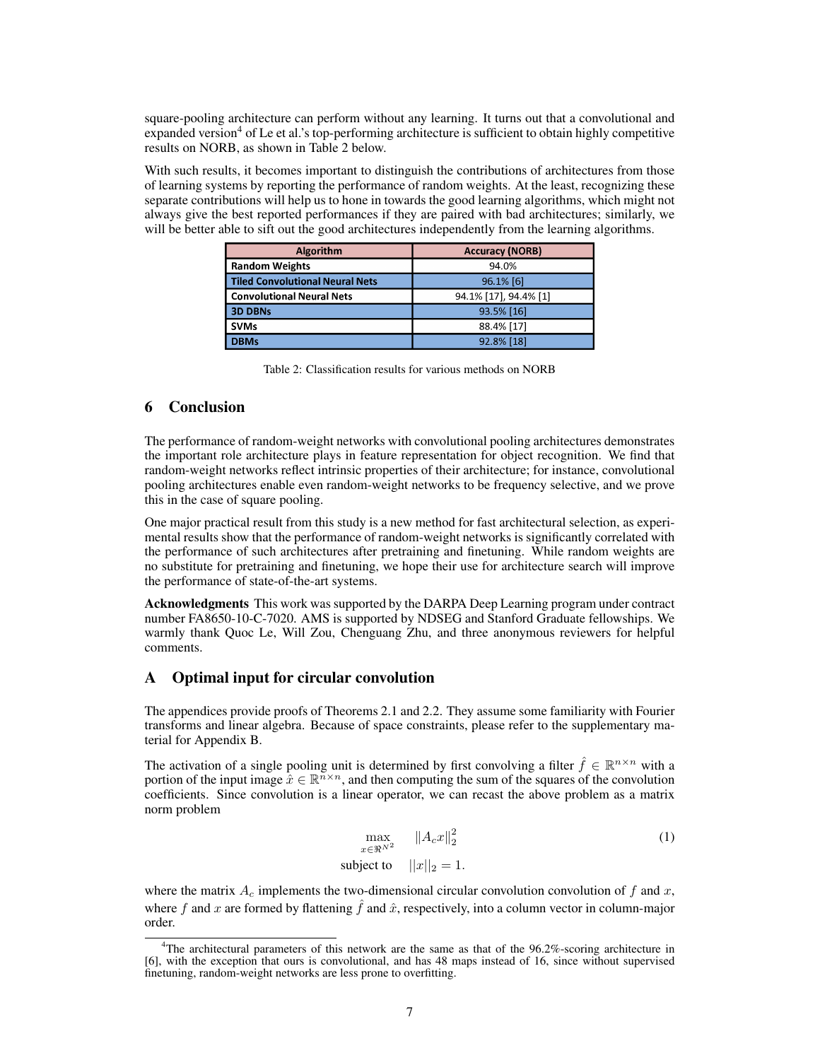square-pooling architecture can perform without any learning. It turns out that a convolutional and expanded version[4] of Le et al.'s top-performing architecture is sufficient to obtain highly competitive results on NORB, as shown in Table 2 below.

With such results, it becomes important to distinguish the contributions of architectures from those of learning systems by reporting the performance of random weights. At the least, recognizing these separate contributions will help us to hone in towards the good learning algorithms, which might not always give the best reported performances if they are paired with bad architectures; similarly, we will be better able to sift out the good architectures independently from the learning algorithms.

| Algorithm | Accuracy (NORB) |
|---|---|
| **Random Weights** | 94.0% |
| **Tiled Convolutional Neural Nets** | 96.1% [6] |
| **Convolutional Neural Nets** | 94.1% [17], 94.4% [1] |
| **3D DBNs** | 93.5% [16] |
| **SVMs** | 88.4% [17] |
| **DBMs** | 92.8% [18] |

Table 2: Classification results for various methods on NORB

## 6 Conclusion

The performance of random-weight networks with convolutional pooling architectures demonstrates the important role architecture plays in feature representation for object recognition. We find that random-weight networks reflect intrinsic properties of their architecture; for instance, convolutional pooling architectures enable even random-weight networks to be frequency selective, and we prove this in the case of square pooling.

One major practical result from this study is a new method for fast architectural selection, as experimental results show that the performance of random-weight networks is significantly correlated with the performance of such architectures after pretraining and finetuning. While random weights are no substitute for pretraining and finetuning, we hope their use for architecture search will improve the performance of state-of-the-art systems.

**Acknowledgments** This work was supported by the DARPA Deep Learning program under contract number FA8650-10-C-7020. AMS is supported by NDSEG and Stanford Graduate fellowships. We warmly thank Quoc Le, Will Zou, Chenguang Zhu, and three anonymous reviewers for helpful comments.

## A Optimal input for circular convolution

The appendices provide proofs of Theorems 2.1 and 2.2. They assume some familiarity with Fourier transforms and linear algebra. Because of space constraints, please refer to the supplementary material for Appendix B.

The activation of a single pooling unit is determined by first convolving a filter $\hat{f} \in \mathbb{R}^{n \times n}$ with a portion of the input image $\hat{x} \in \mathbb{R}^{n \times n}$, and then computing the sum of the squares of the convolution coefficients. Since convolution is a linear operator, we can recast the above problem as a matrix norm problem

$$\max_{x \in \Re^{N^2}} \quad \|A_c x\|_2^2 \qquad (1)$$
$$\text{subject to} \quad ||x||_2 = 1.$$

where the matrix $A_c$ implements the two-dimensional circular convolution convolution of $f$ and $x$, where $f$ and $x$ are formed by flattening $\hat{f}$ and $\hat{x}$, respectively, into a column vector in column-major order.

[4] The architectural parameters of this network are the same as that of the 96.2%-scoring architecture in [6], with the exception that ours is convolutional, and has 48 maps instead of 16, since without supervised finetuning, random-weight networks are less prone to overfitting.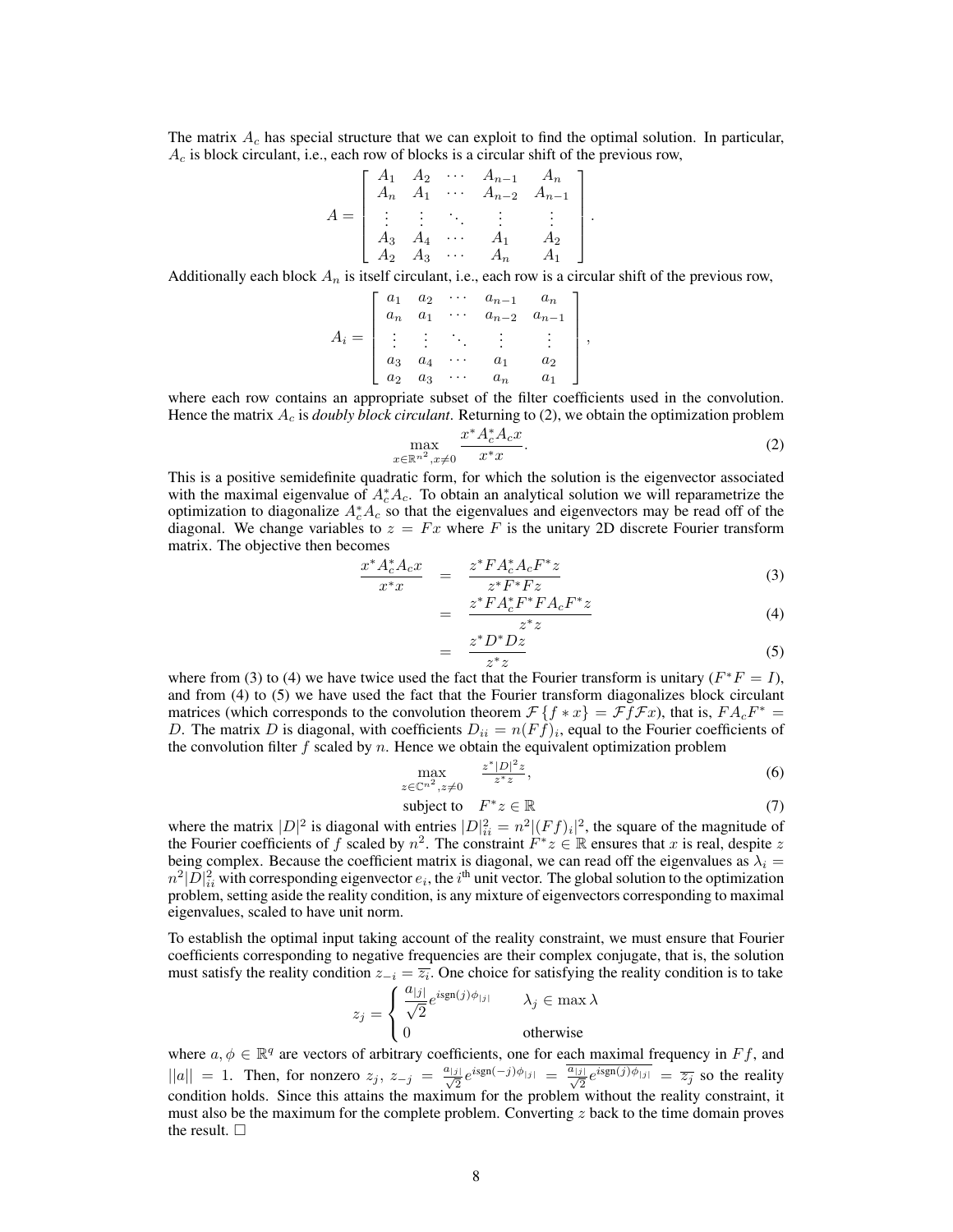The matrix $A_c$ has special structure that we can exploit to find the optimal solution. In particular, $A_c$ is block circulant, i.e., each row of blocks is a circular shift of the previous row,

$$A = \begin{bmatrix} A_1 & A_2 & \cdots & A_{n-1} & A_n \\ A_n & A_1 & \cdots & A_{n-2} & A_{n-1} \\ \vdots & \vdots & \ddots & \vdots & \vdots \\ A_3 & A_4 & \cdots & A_1 & A_2 \\ A_2 & A_3 & \cdots & A_n & A_1 \end{bmatrix}.$$

Additionally each block $A_n$ is itself circulant, i.e., each row is a circular shift of the previous row,

$$A_i = \begin{bmatrix} a_1 & a_2 & \cdots & a_{n-1} & a_n \\ a_n & a_1 & \cdots & a_{n-2} & a_{n-1} \\ \vdots & \vdots & \ddots & \vdots & \vdots \\ a_3 & a_4 & \cdots & a_1 & a_2 \\ a_2 & a_3 & \cdots & a_n & a_1 \end{bmatrix},$$

where each row contains an appropriate subset of the filter coefficients used in the convolution. Hence the matrix $A_c$ is *doubly block circulant*. Returning to (2), we obtain the optimization problem

$$\max_{x \in \mathbb{R}^{n^2}, x \neq 0} \frac{x^* A_c^* A_c x}{x^* x}. \tag{2}$$

This is a positive semidefinite quadratic form, for which the solution is the eigenvector associated with the maximal eigenvalue of $A_c^* A_c$. To obtain an analytical solution we will reparametrize the optimization to diagonalize $A_c^* A_c$ so that the eigenvalues and eigenvectors may be read off of the diagonal. We change variables to $z = Fx$ where $F$ is the unitary 2D discrete Fourier transform matrix. The objective then becomes

$$\frac{x^* A_c^* A_c x}{x^* x} = \frac{z^* F A_c^* A_c F^* z}{z^* F^* F z} \tag{3}$$

$$= \frac{z^* F A_c^* F^* F A_c F^* z}{z^* z} \tag{4}$$

$$= \frac{z^* D^* D z}{z^* z} \tag{5}$$

where from (3) to (4) we have twice used the fact that the Fourier transform is unitary ($F^* F = I$), and from (4) to (5) we have used the fact that the Fourier transform diagonalizes block circulant matrices (which corresponds to the convolution theorem $\mathcal{F}\{f * x\} = \mathcal{F} f \mathcal{F} x$), that is, $F A_c F^* = D$. The matrix $D$ is diagonal, with coefficients $D_{ii} = n(Ff)_i$, equal to the Fourier coefficients of the convolution filter $f$ scaled by $n$. Hence we obtain the equivalent optimization problem

$$\max_{z \in \mathbb{C}^{n^2}, z \neq 0} \frac{z^* |D|^2 z}{z^* z}, \tag{6}$$

$$\text{subject to} \quad F^* z \in \mathbb{R} \tag{7}$$

where the matrix $|D|^2$ is diagonal with entries $|D|_{ii}^2 = n^2 |(Ff)_i|^2$, the square of the magnitude of the Fourier coefficients of $f$ scaled by $n^2$. The constraint $F^* z \in \mathbb{R}$ ensures that $x$ is real, despite $z$ being complex. Because the coefficient matrix is diagonal, we can read off the eigenvalues as $\lambda_i = n^2 |D|_{ii}^2$ with corresponding eigenvector $e_i$, the $i^{\text{th}}$ unit vector. The global solution to the optimization problem, setting aside the reality condition, is any mixture of eigenvectors corresponding to maximal eigenvalues, scaled to have unit norm.

To establish the optimal input taking account of the reality constraint, we must ensure that Fourier coefficients corresponding to negative frequencies are their complex conjugate, that is, the solution must satisfy the reality condition $z_{-i} = \overline{z_i}$. One choice for satisfying the reality condition is to take

$$z_j = \begin{cases} \dfrac{a_{|j|}}{\sqrt{2}} e^{i \operatorname{sgn}(j) \phi_{|j|}} & \lambda_j \in \max \lambda \\ 0 & \text{otherwise} \end{cases}$$

where $a, \phi \in \mathbb{R}^q$ are vectors of arbitrary coefficients, one for each maximal frequency in $Ff$, and $||a|| = 1$. Then, for nonzero $z_j$, $z_{-j} = \frac{a_{|j|}}{\sqrt{2}} e^{i \operatorname{sgn}(-j) \phi_{|j|}} = \overline{\frac{a_{|j|}}{\sqrt{2}} e^{i \operatorname{sgn}(j) \phi_{|j|}}} = \overline{z_j}$ so the reality condition holds. Since this attains the maximum for the problem without the reality constraint, it must also be the maximum for the complete problem. Converting $z$ back to the time domain proves the result. $\square$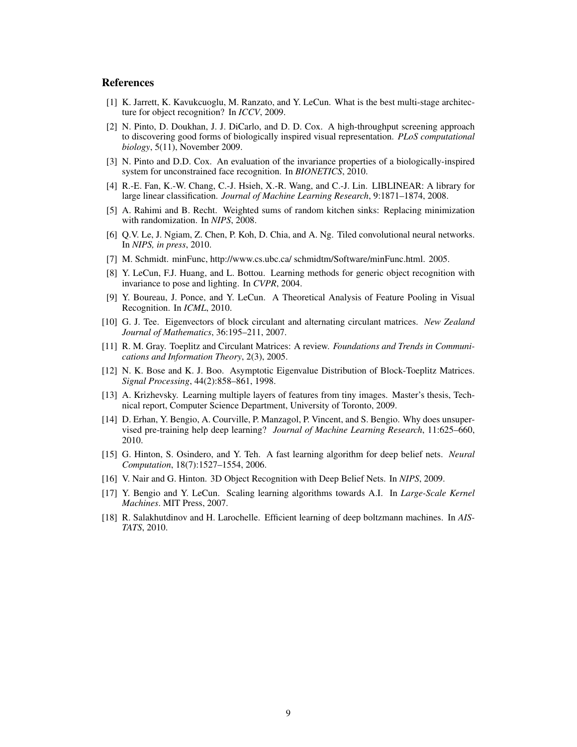## References

[1] K. Jarrett, K. Kavukcuoglu, M. Ranzato, and Y. LeCun. What is the best multi-stage architecture for object recognition? In *ICCV*, 2009.

[2] N. Pinto, D. Doukhan, J. J. DiCarlo, and D. D. Cox. A high-throughput screening approach to discovering good forms of biologically inspired visual representation. *PLoS computational biology*, 5(11), November 2009.

[3] N. Pinto and D.D. Cox. An evaluation of the invariance properties of a biologically-inspired system for unconstrained face recognition. In *BIONETICS*, 2010.

[4] R.-E. Fan, K.-W. Chang, C.-J. Hsieh, X.-R. Wang, and C.-J. Lin. LIBLINEAR: A library for large linear classification. *Journal of Machine Learning Research*, 9:1871–1874, 2008.

[5] A. Rahimi and B. Recht. Weighted sums of random kitchen sinks: Replacing minimization with randomization. In *NIPS*, 2008.

[6] Q.V. Le, J. Ngiam, Z. Chen, P. Koh, D. Chia, and A. Ng. Tiled convolutional neural networks. In *NIPS, in press*, 2010.

[7] M. Schmidt. minFunc, http://www.cs.ubc.ca/ schmidtm/Software/minFunc.html. 2005.

[8] Y. LeCun, F.J. Huang, and L. Bottou. Learning methods for generic object recognition with invariance to pose and lighting. In *CVPR*, 2004.

[9] Y. Boureau, J. Ponce, and Y. LeCun. A Theoretical Analysis of Feature Pooling in Visual Recognition. In *ICML*, 2010.

[10] G. J. Tee. Eigenvectors of block circulant and alternating circulant matrices. *New Zealand Journal of Mathematics*, 36:195–211, 2007.

[11] R. M. Gray. Toeplitz and Circulant Matrices: A review. *Foundations and Trends in Communications and Information Theory*, 2(3), 2005.

[12] N. K. Bose and K. J. Boo. Asymptotic Eigenvalue Distribution of Block-Toeplitz Matrices. *Signal Processing*, 44(2):858–861, 1998.

[13] A. Krizhevsky. Learning multiple layers of features from tiny images. Master's thesis, Technical report, Computer Science Department, University of Toronto, 2009.

[14] D. Erhan, Y. Bengio, A. Courville, P. Manzagol, P. Vincent, and S. Bengio. Why does unsupervised pre-training help deep learning? *Journal of Machine Learning Research*, 11:625–660, 2010.

[15] G. Hinton, S. Osindero, and Y. Teh. A fast learning algorithm for deep belief nets. *Neural Computation*, 18(7):1527–1554, 2006.

[16] V. Nair and G. Hinton. 3D Object Recognition with Deep Belief Nets. In *NIPS*, 2009.

[17] Y. Bengio and Y. LeCun. Scaling learning algorithms towards A.I. In *Large-Scale Kernel Machines*. MIT Press, 2007.

[18] R. Salakhutdinov and H. Larochelle. Efficient learning of deep boltzmann machines. In *AISTATS*, 2010.